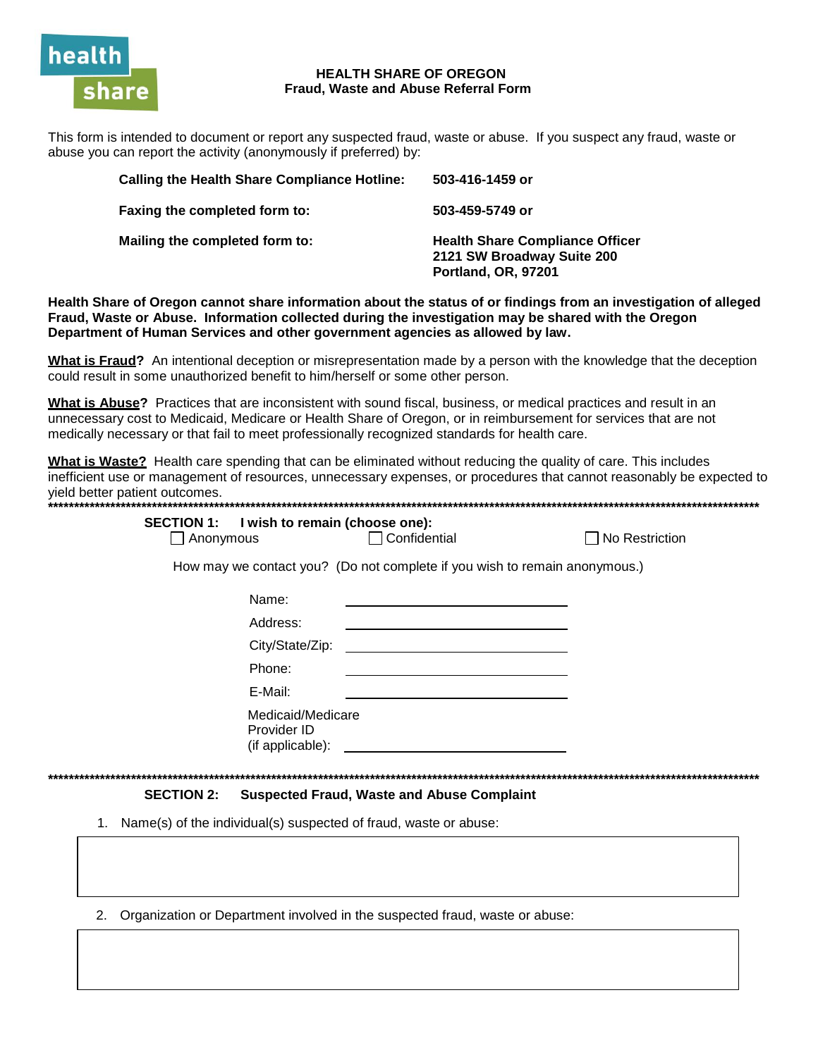health share

# HEALTH SHARE OF OREGON
## Fraud, Waste and Abuse Referral Form

This form is intended to document or report any suspected fraud, waste or abuse. If you suspect any fraud, waste or abuse you can report the activity (anonymously if preferred) by:

| | |
|---|---|
| **Calling the Health Share Compliance Hotline:** | **503-416-1459 or** |
| **Faxing the completed form to:** | **503-459-5749 or** |
| **Mailing the completed form to:** | **Health Share Compliance Officer**<br>**2121 SW Broadway Suite 200**<br>**Portland, OR, 97201** |

**Health Share of Oregon cannot share information about the status of or findings from an investigation of alleged Fraud, Waste or Abuse. Information collected during the investigation may be shared with the Oregon Department of Human Services and other government agencies as allowed by law.**

**What is Fraud?** An intentional deception or misrepresentation made by a person with the knowledge that the deception could result in some unauthorized benefit to him/herself or some other person.

**What is Abuse?** Practices that are inconsistent with sound fiscal, business, or medical practices and result in an unnecessary cost to Medicaid, Medicare or Health Share of Oregon, or in reimbursement for services that are not medically necessary or that fail to meet professionally recognized standards for health care.

**What is Waste?** Health care spending that can be eliminated without reducing the quality of care. This includes inefficient use or management of resources, unnecessary expenses, or procedures that cannot reasonably be expected to yield better patient outcomes.

---

**SECTION 1: I wish to remain (choose one):**

☐ Anonymous ☐ Confidential ☐ No Restriction

How may we contact you? (Do not complete if you wish to remain anonymous.)

Name: ______________________

Address: ______________________

City/State/Zip: ______________________

Phone: ______________________

E-Mail: ______________________

Medicaid/Medicare Provider ID (if applicable): ______________________

---

**SECTION 2: Suspected Fraud, Waste and Abuse Complaint**

1. Name(s) of the individual(s) suspected of fraud, waste or abuse:

2. Organization or Department involved in the suspected fraud, waste or abuse: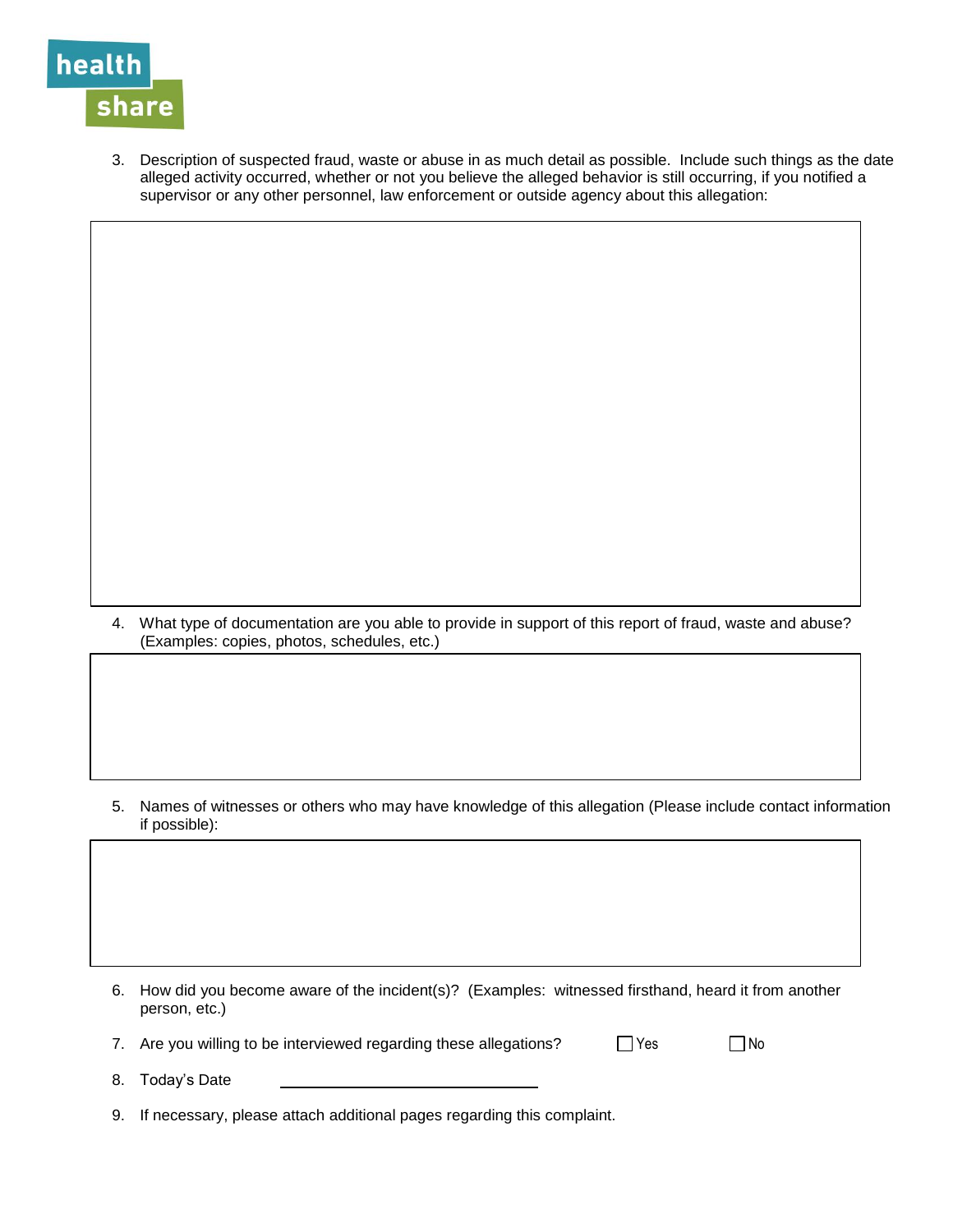health share

3. Description of suspected fraud, waste or abuse in as much detail as possible. Include such things as the date alleged activity occurred, whether or not you believe the alleged behavior is still occurring, if you notified a supervisor or any other personnel, law enforcement or outside agency about this allegation:

4. What type of documentation are you able to provide in support of this report of fraud, waste and abuse? (Examples: copies, photos, schedules, etc.)

5. Names of witnesses or others who may have knowledge of this allegation (Please include contact information if possible):

6. How did you become aware of the incident(s)? (Examples: witnessed firsthand, heard it from another person, etc.)

7. Are you willing to be interviewed regarding these allegations? ☐ Yes ☐ No

8. Today's Date \_\_\_\_\_\_\_\_\_\_\_\_\_\_\_\_\_\_\_\_\_\_\_\_

9. If necessary, please attach additional pages regarding this complaint.